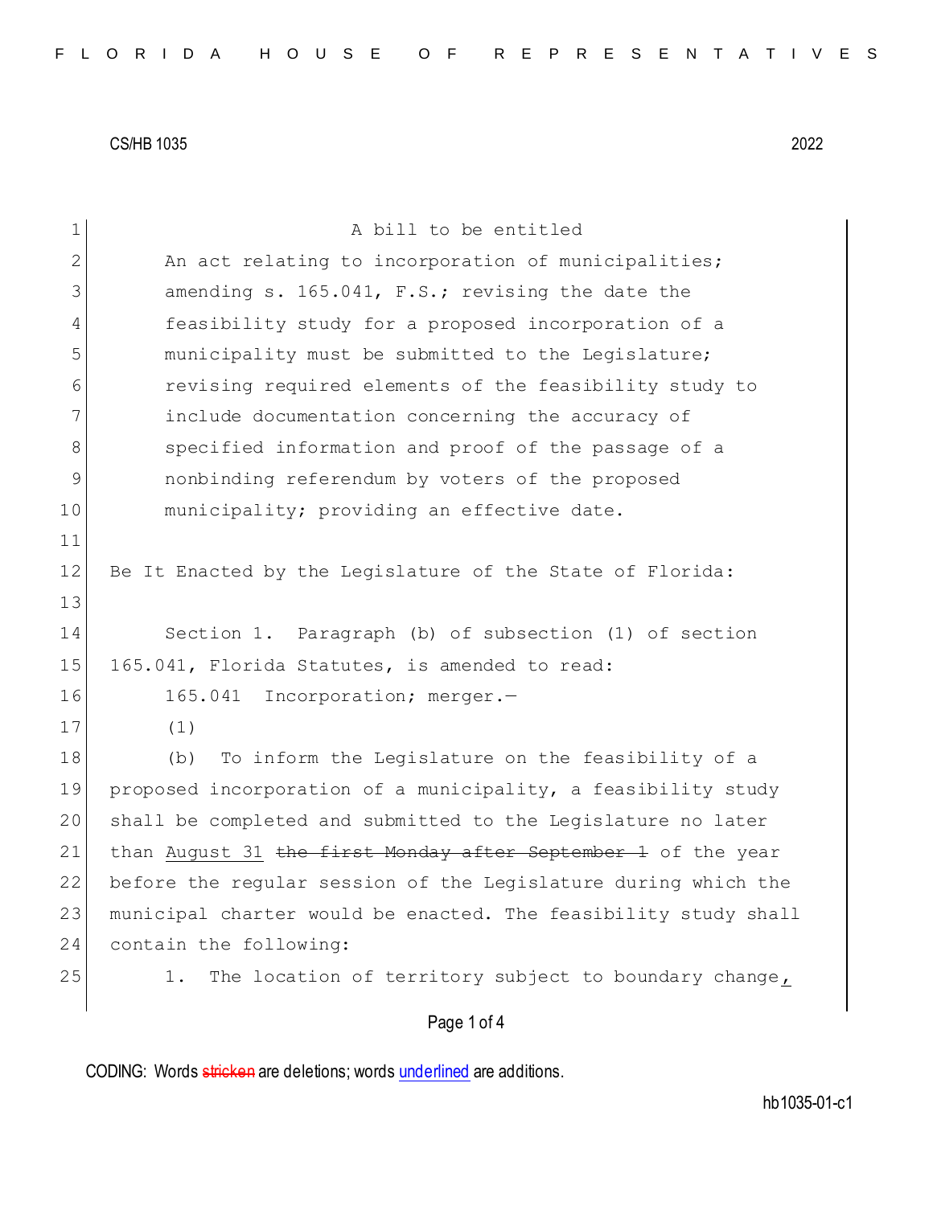A bill to be entitled

An act relating to incorporation of municipalities; amending s. 165.041, F.S.; revising the date the feasibility study for a proposed incorporation of a municipality must be submitted to the Legislature; revising required elements of the feasibility study to include documentation concerning the accuracy of specified information and proof of the passage of a nonbinding referendum by voters of the proposed municipality; providing an effective date.

Be It Enacted by the Legislature of the State of Florida:

Section 1. Paragraph (b) of subsection (1) of section 165.041, Florida Statutes, is amended to read:

165.041 Incorporation; merger.—

(1)

(b) To inform the Legislature on the feasibility of a proposed incorporation of a municipality, a feasibility study shall be completed and submitted to the Legislature no later than <u>August 31</u> ~~the first Monday after September 1~~ of the year before the regular session of the Legislature during which the municipal charter would be enacted. The feasibility study shall contain the following:

1. The location of territory subject to boundary change<u>,</u>

CODING: Words ~~stricken~~ are deletions; words <u>underlined</u> are additions.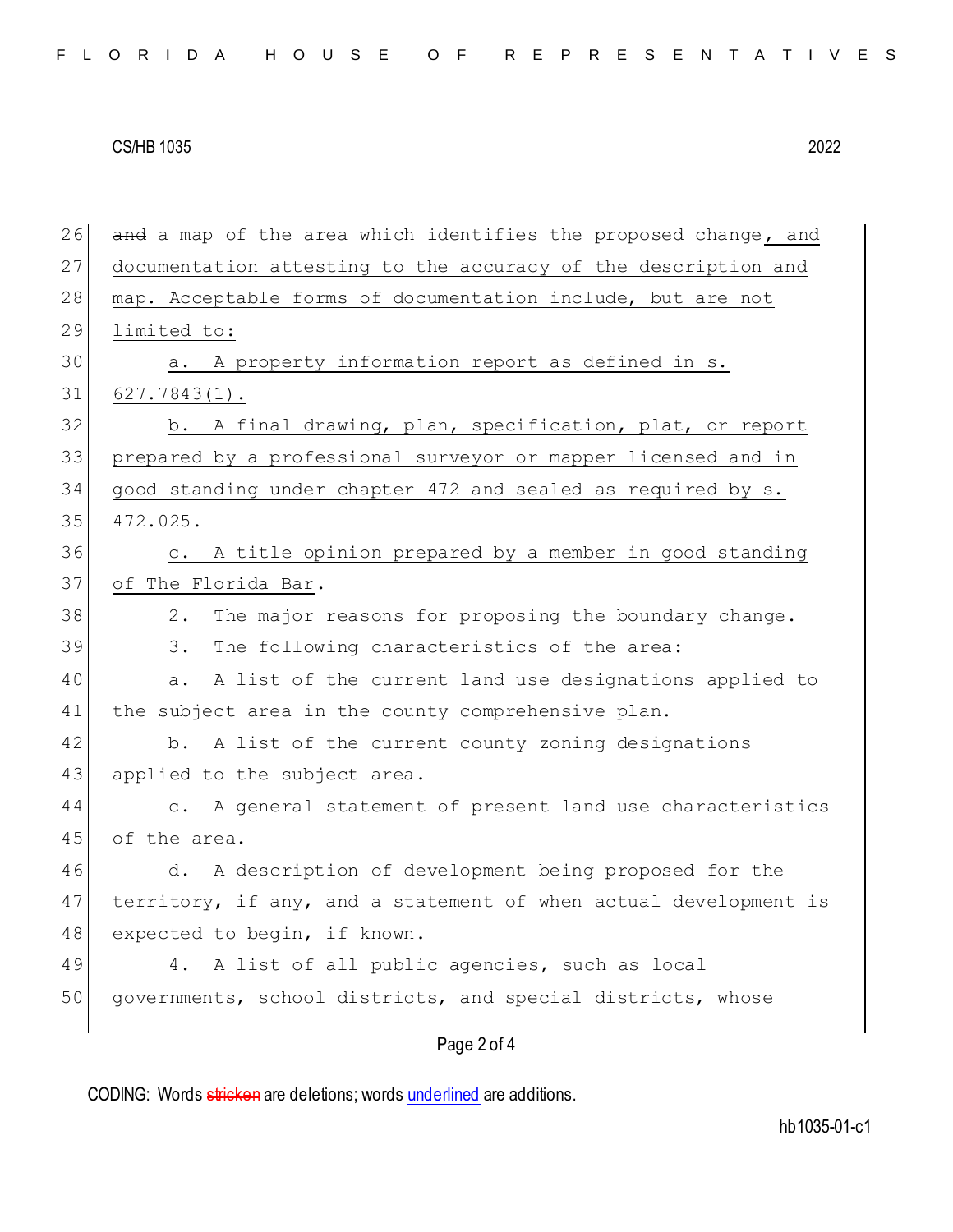~~and~~ a map of the area which identifies the proposed change<u>, and documentation attesting to the accuracy of the description and map. Acceptable forms of documentation include, but are not limited to:</u>

<u>a. A property information report as defined in s. 627.7843(1).</u>

<u>b. A final drawing, plan, specification, plat, or report prepared by a professional surveyor or mapper licensed and in good standing under chapter 472 and sealed as required by s. 472.025.</u>

<u>c. A title opinion prepared by a member in good standing of The Florida Bar</u>.

2. The major reasons for proposing the boundary change.

3. The following characteristics of the area:

a. A list of the current land use designations applied to the subject area in the county comprehensive plan.

b. A list of the current county zoning designations applied to the subject area.

c. A general statement of present land use characteristics of the area.

d. A description of development being proposed for the territory, if any, and a statement of when actual development is expected to begin, if known.

4. A list of all public agencies, such as local governments, school districts, and special districts, whose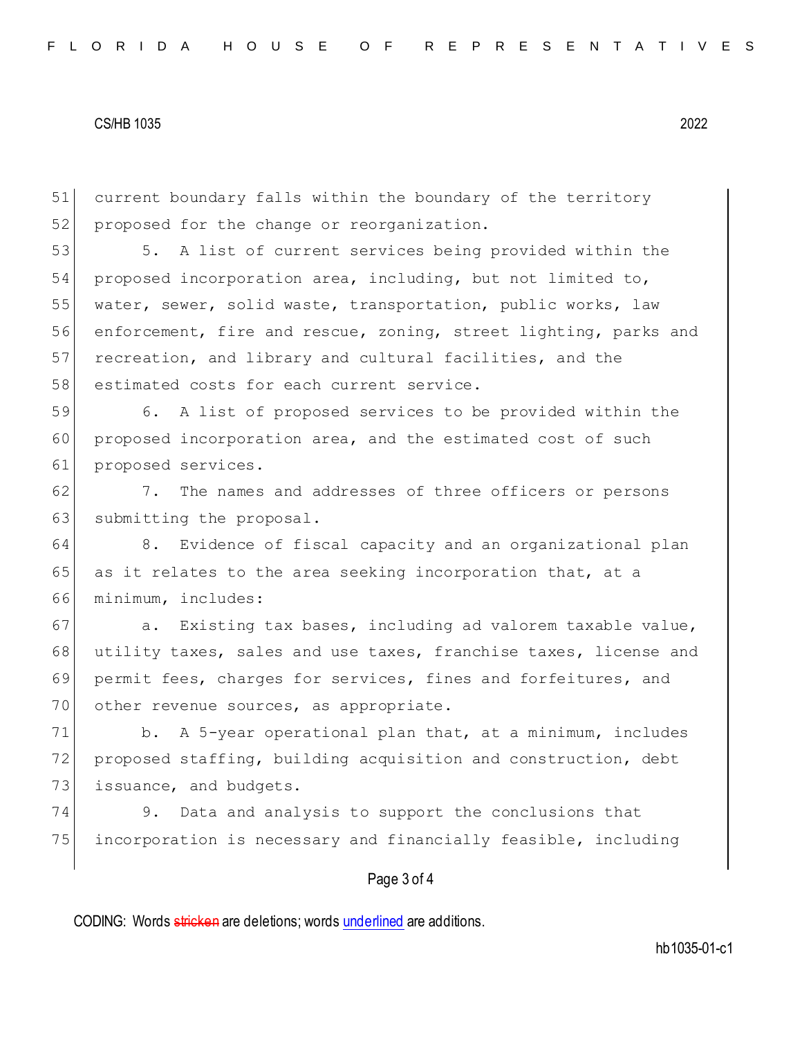current boundary falls within the boundary of the territory proposed for the change or reorganization.

5. A list of current services being provided within the proposed incorporation area, including, but not limited to, water, sewer, solid waste, transportation, public works, law enforcement, fire and rescue, zoning, street lighting, parks and recreation, and library and cultural facilities, and the estimated costs for each current service.

6. A list of proposed services to be provided within the proposed incorporation area, and the estimated cost of such proposed services.

7. The names and addresses of three officers or persons submitting the proposal.

8. Evidence of fiscal capacity and an organizational plan as it relates to the area seeking incorporation that, at a minimum, includes:

a. Existing tax bases, including ad valorem taxable value, utility taxes, sales and use taxes, franchise taxes, license and permit fees, charges for services, fines and forfeitures, and other revenue sources, as appropriate.

b. A 5-year operational plan that, at a minimum, includes proposed staffing, building acquisition and construction, debt issuance, and budgets.

9. Data and analysis to support the conclusions that incorporation is necessary and financially feasible, including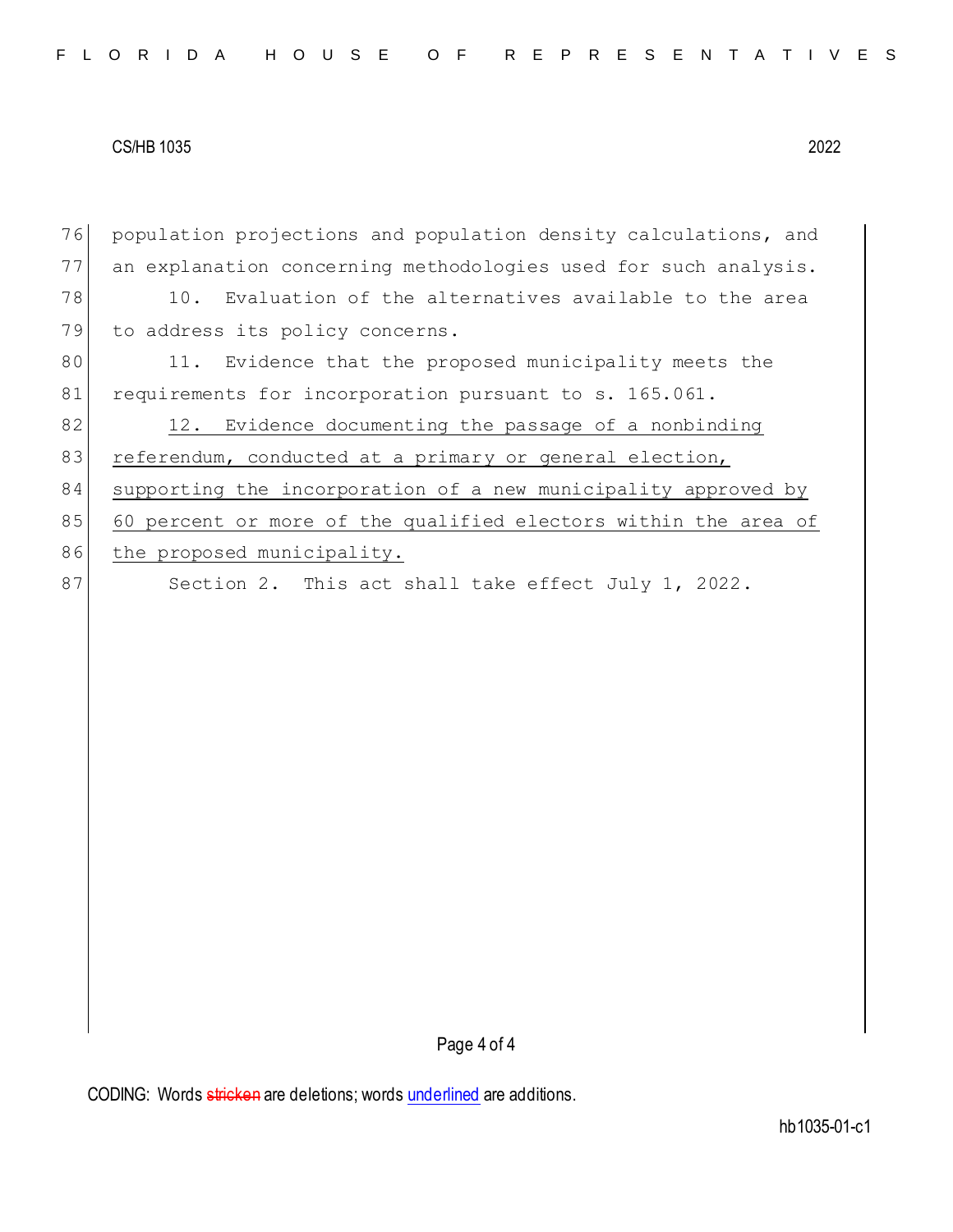population projections and population density calculations, and an explanation concerning methodologies used for such analysis.

10. Evaluation of the alternatives available to the area to address its policy concerns.

11. Evidence that the proposed municipality meets the requirements for incorporation pursuant to s. 165.061.

<u>12. Evidence documenting the passage of a nonbinding referendum, conducted at a primary or general election, supporting the incorporation of a new municipality approved by 60 percent or more of the qualified electors within the area of the proposed municipality.</u>

Section 2. This act shall take effect July 1, 2022.